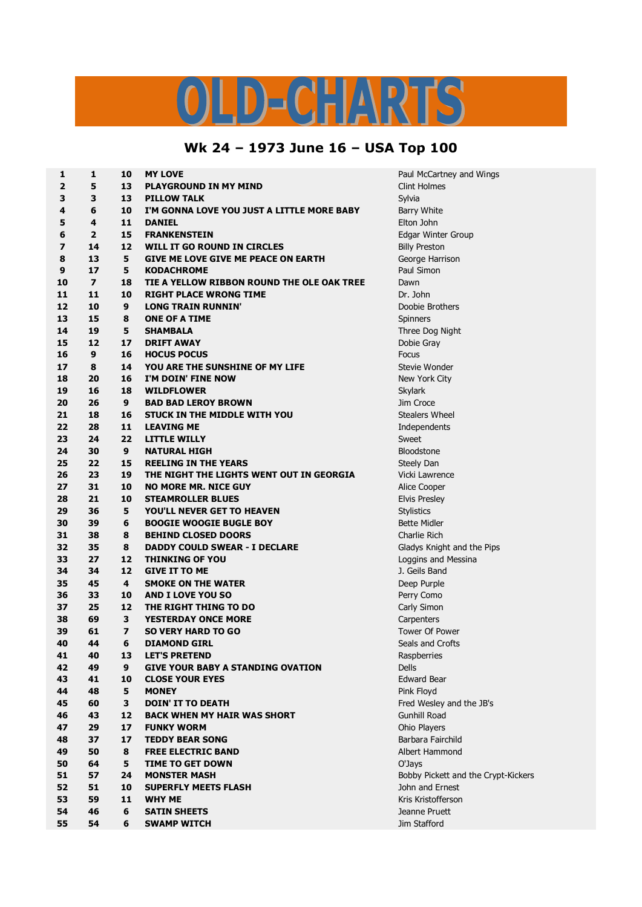# OLD-CHARTS

## Wk 24 – 1973 June 16 – USA Top 100

| | | | | |
|---|---|---|---|---|
| 1 | 1 | 10 | MY LOVE | Paul McCartney and Wings |
| 2 | 5 | 13 | PLAYGROUND IN MY MIND | Clint Holmes |
| 3 | 3 | 13 | PILLOW TALK | Sylvia |
| 4 | 6 | 10 | I'M GONNA LOVE YOU JUST A LITTLE MORE BABY | Barry White |
| 5 | 4 | 11 | DANIEL | Elton John |
| 6 | 2 | 15 | FRANKENSTEIN | Edgar Winter Group |
| 7 | 14 | 12 | WILL IT GO ROUND IN CIRCLES | Billy Preston |
| 8 | 13 | 5 | GIVE ME LOVE GIVE ME PEACE ON EARTH | George Harrison |
| 9 | 17 | 5 | KODACHROME | Paul Simon |
| 10 | 7 | 18 | TIE A YELLOW RIBBON ROUND THE OLE OAK TREE | Dawn |
| 11 | 11 | 10 | RIGHT PLACE WRONG TIME | Dr. John |
| 12 | 10 | 9 | LONG TRAIN RUNNIN' | Doobie Brothers |
| 13 | 15 | 8 | ONE OF A TIME | Spinners |
| 14 | 19 | 5 | SHAMBALA | Three Dog Night |
| 15 | 12 | 17 | DRIFT AWAY | Dobie Gray |
| 16 | 9 | 16 | HOCUS POCUS | Focus |
| 17 | 8 | 14 | YOU ARE THE SUNSHINE OF MY LIFE | Stevie Wonder |
| 18 | 20 | 16 | I'M DOIN' FINE NOW | New York City |
| 19 | 16 | 18 | WILDFLOWER | Skylark |
| 20 | 26 | 9 | BAD BAD LEROY BROWN | Jim Croce |
| 21 | 18 | 16 | STUCK IN THE MIDDLE WITH YOU | Stealers Wheel |
| 22 | 28 | 11 | LEAVING ME | Independents |
| 23 | 24 | 22 | LITTLE WILLY | Sweet |
| 24 | 30 | 9 | NATURAL HIGH | Bloodstone |
| 25 | 22 | 15 | REELING IN THE YEARS | Steely Dan |
| 26 | 23 | 19 | THE NIGHT THE LIGHTS WENT OUT IN GEORGIA | Vicki Lawrence |
| 27 | 31 | 10 | NO MORE MR. NICE GUY | Alice Cooper |
| 28 | 21 | 10 | STEAMROLLER BLUES | Elvis Presley |
| 29 | 36 | 5 | YOU'LL NEVER GET TO HEAVEN | Stylistics |
| 30 | 39 | 6 | BOOGIE WOOGIE BUGLE BOY | Bette Midler |
| 31 | 38 | 8 | BEHIND CLOSED DOORS | Charlie Rich |
| 32 | 35 | 8 | DADDY COULD SWEAR - I DECLARE | Gladys Knight and the Pips |
| 33 | 27 | 12 | THINKING OF YOU | Loggins and Messina |
| 34 | 34 | 12 | GIVE IT TO ME | J. Geils Band |
| 35 | 45 | 4 | SMOKE ON THE WATER | Deep Purple |
| 36 | 33 | 10 | AND I LOVE YOU SO | Perry Como |
| 37 | 25 | 12 | THE RIGHT THING TO DO | Carly Simon |
| 38 | 69 | 3 | YESTERDAY ONCE MORE | Carpenters |
| 39 | 61 | 7 | SO VERY HARD TO GO | Tower Of Power |
| 40 | 44 | 6 | DIAMOND GIRL | Seals and Crofts |
| 41 | 40 | 13 | LET'S PRETEND | Raspberries |
| 42 | 49 | 9 | GIVE YOUR BABY A STANDING OVATION | Dells |
| 43 | 41 | 10 | CLOSE YOUR EYES | Edward Bear |
| 44 | 48 | 5 | MONEY | Pink Floyd |
| 45 | 60 | 3 | DOIN' IT TO DEATH | Fred Wesley and the JB's |
| 46 | 43 | 12 | BACK WHEN MY HAIR WAS SHORT | Gunhill Road |
| 47 | 29 | 17 | FUNKY WORM | Ohio Players |
| 48 | 37 | 17 | TEDDY BEAR SONG | Barbara Fairchild |
| 49 | 50 | 8 | FREE ELECTRIC BAND | Albert Hammond |
| 50 | 64 | 5 | TIME TO GET DOWN | O'Jays |
| 51 | 57 | 24 | MONSTER MASH | Bobby Pickett and the Crypt-Kickers |
| 52 | 51 | 10 | SUPERFLY MEETS FLASH | John and Ernest |
| 53 | 59 | 11 | WHY ME | Kris Kristofferson |
| 54 | 46 | 6 | SATIN SHEETS | Jeanne Pruett |
| 55 | 54 | 6 | SWAMP WITCH | Jim Stafford |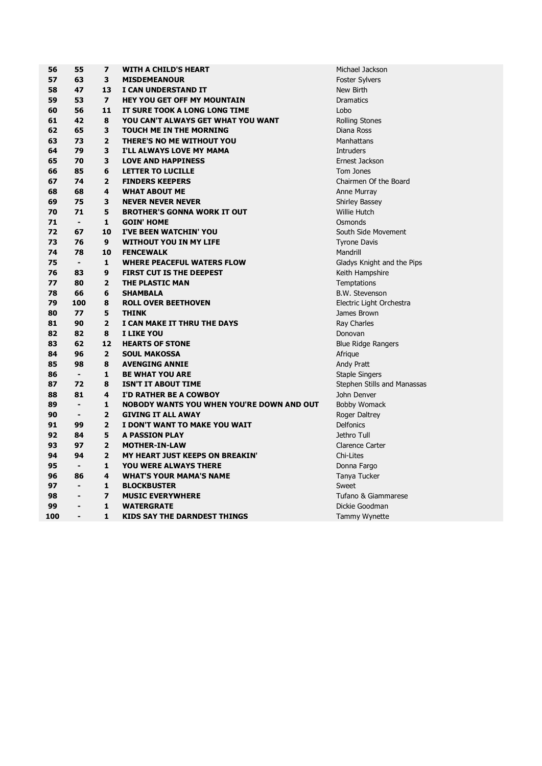| | | | | |
|---|---|---|---|---|
| 56 | 55 | 7 | **WITH A CHILD'S HEART** | Michael Jackson |
| 57 | 63 | 3 | **MISDEMEANOUR** | Foster Sylvers |
| 58 | 47 | 13 | **I CAN UNDERSTAND IT** | New Birth |
| 59 | 53 | 7 | **HEY YOU GET OFF MY MOUNTAIN** | Dramatics |
| 60 | 56 | 11 | **IT SURE TOOK A LONG LONG TIME** | Lobo |
| 61 | 42 | 8 | **YOU CAN'T ALWAYS GET WHAT YOU WANT** | Rolling Stones |
| 62 | 65 | 3 | **TOUCH ME IN THE MORNING** | Diana Ross |
| 63 | 73 | 2 | **THERE'S NO ME WITHOUT YOU** | Manhattans |
| 64 | 79 | 3 | **I'LL ALWAYS LOVE MY MAMA** | Intruders |
| 65 | 70 | 3 | **LOVE AND HAPPINESS** | Ernest Jackson |
| 66 | 85 | 6 | **LETTER TO LUCILLE** | Tom Jones |
| 67 | 74 | 2 | **FINDERS KEEPERS** | Chairmen Of the Board |
| 68 | 68 | 4 | **WHAT ABOUT ME** | Anne Murray |
| 69 | 75 | 3 | **NEVER NEVER NEVER** | Shirley Bassey |
| 70 | 71 | 5 | **BROTHER'S GONNA WORK IT OUT** | Willie Hutch |
| 71 | - | 1 | **GOIN' HOME** | Osmonds |
| 72 | 67 | 10 | **I'VE BEEN WATCHIN' YOU** | South Side Movement |
| 73 | 76 | 9 | **WITHOUT YOU IN MY LIFE** | Tyrone Davis |
| 74 | 78 | 10 | **FENCEWALK** | Mandrill |
| 75 | - | 1 | **WHERE PEACEFUL WATERS FLOW** | Gladys Knight and the Pips |
| 76 | 83 | 9 | **FIRST CUT IS THE DEEPEST** | Keith Hampshire |
| 77 | 80 | 2 | **THE PLASTIC MAN** | Temptations |
| 78 | 66 | 6 | **SHAMBALA** | B.W. Stevenson |
| 79 | 100 | 8 | **ROLL OVER BEETHOVEN** | Electric Light Orchestra |
| 80 | 77 | 5 | **THINK** | James Brown |
| 81 | 90 | 2 | **I CAN MAKE IT THRU THE DAYS** | Ray Charles |
| 82 | 82 | 8 | **I LIKE YOU** | Donovan |
| 83 | 62 | 12 | **HEARTS OF STONE** | Blue Ridge Rangers |
| 84 | 96 | 2 | **SOUL MAKOSSA** | Afrique |
| 85 | 98 | 8 | **AVENGING ANNIE** | Andy Pratt |
| 86 | - | 1 | **BE WHAT YOU ARE** | Staple Singers |
| 87 | 72 | 8 | **ISN'T IT ABOUT TIME** | Stephen Stills and Manassas |
| 88 | 81 | 4 | **I'D RATHER BE A COWBOY** | John Denver |
| 89 | - | 1 | **NOBODY WANTS YOU WHEN YOU'RE DOWN AND OUT** | Bobby Womack |
| 90 | - | 2 | **GIVING IT ALL AWAY** | Roger Daltrey |
| 91 | 99 | 2 | **I DON'T WANT TO MAKE YOU WAIT** | Delfonics |
| 92 | 84 | 5 | **A PASSION PLAY** | Jethro Tull |
| 93 | 97 | 2 | **MOTHER-IN-LAW** | Clarence Carter |
| 94 | 94 | 2 | **MY HEART JUST KEEPS ON BREAKIN'** | Chi-Lites |
| 95 | - | 1 | **YOU WERE ALWAYS THERE** | Donna Fargo |
| 96 | 86 | 4 | **WHAT'S YOUR MAMA'S NAME** | Tanya Tucker |
| 97 | - | 1 | **BLOCKBUSTER** | Sweet |
| 98 | - | 7 | **MUSIC EVERYWHERE** | Tufano & Giammarese |
| 99 | - | 1 | **WATERGRATE** | Dickie Goodman |
| 100 | - | 1 | **KIDS SAY THE DARNDEST THINGS** | Tammy Wynette |